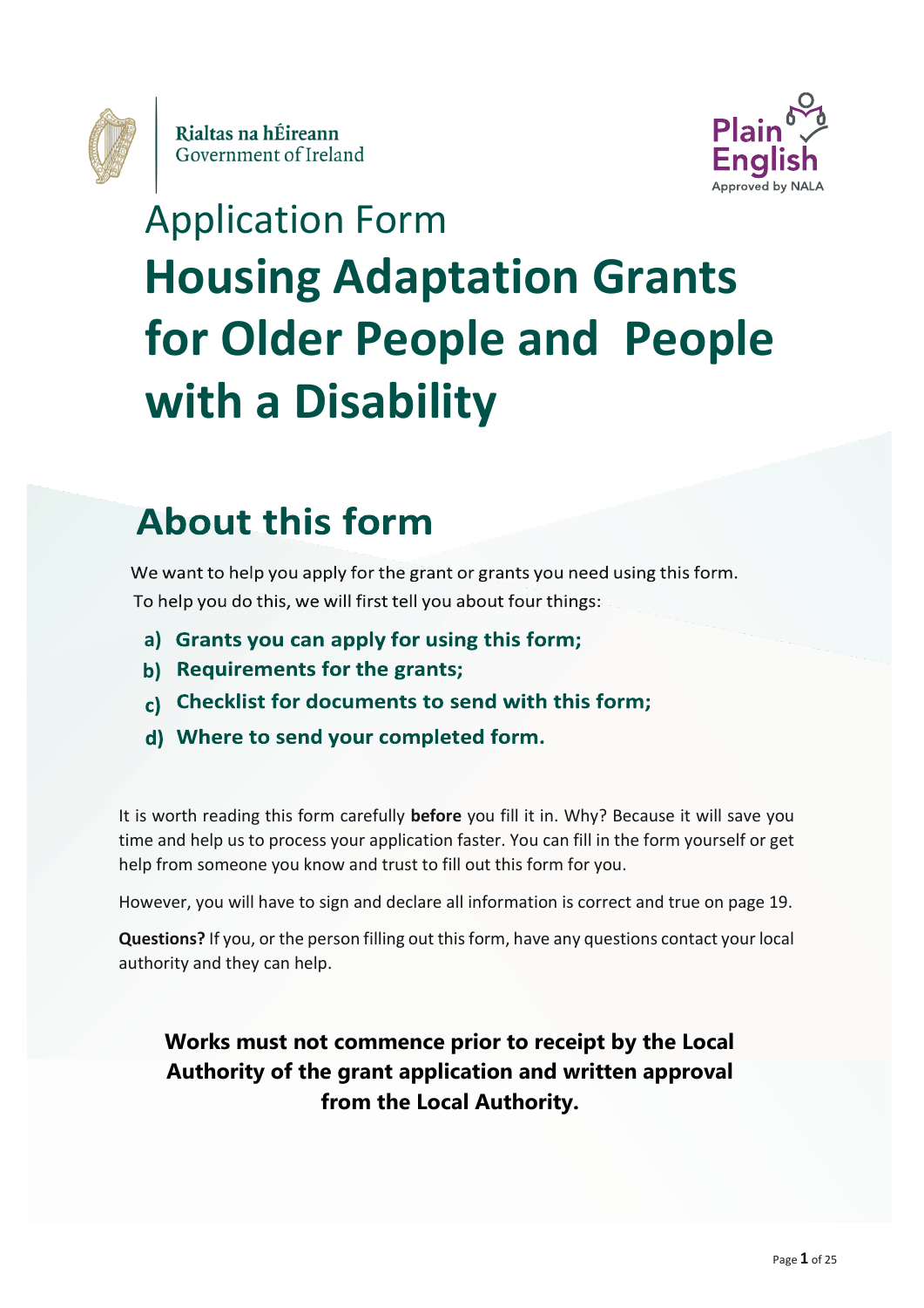Rialtas na hÉireann
Government of Ireland

Plain English
Approved by NALA

# Application Form
# Housing Adaptation Grants for Older People and People with a Disability

## About this form

We want to help you apply for the grant or grants you need using this form.
To help you do this, we will first tell you about four things:

a) **Grants you can apply for using this form;**
b) **Requirements for the grants;**
c) **Checklist for documents to send with this form;**
d) **Where to send your completed form.**

It is worth reading this form carefully **before** you fill it in. Why? Because it will save you time and help us to process your application faster. You can fill in the form yourself or get help from someone you know and trust to fill out this form for you.

However, you will have to sign and declare all information is correct and true on page 19.

**Questions?** If you, or the person filling out this form, have any questions contact your local authority and they can help.

**Works must not commence prior to receipt by the Local Authority of the grant application and written approval from the Local Authority.**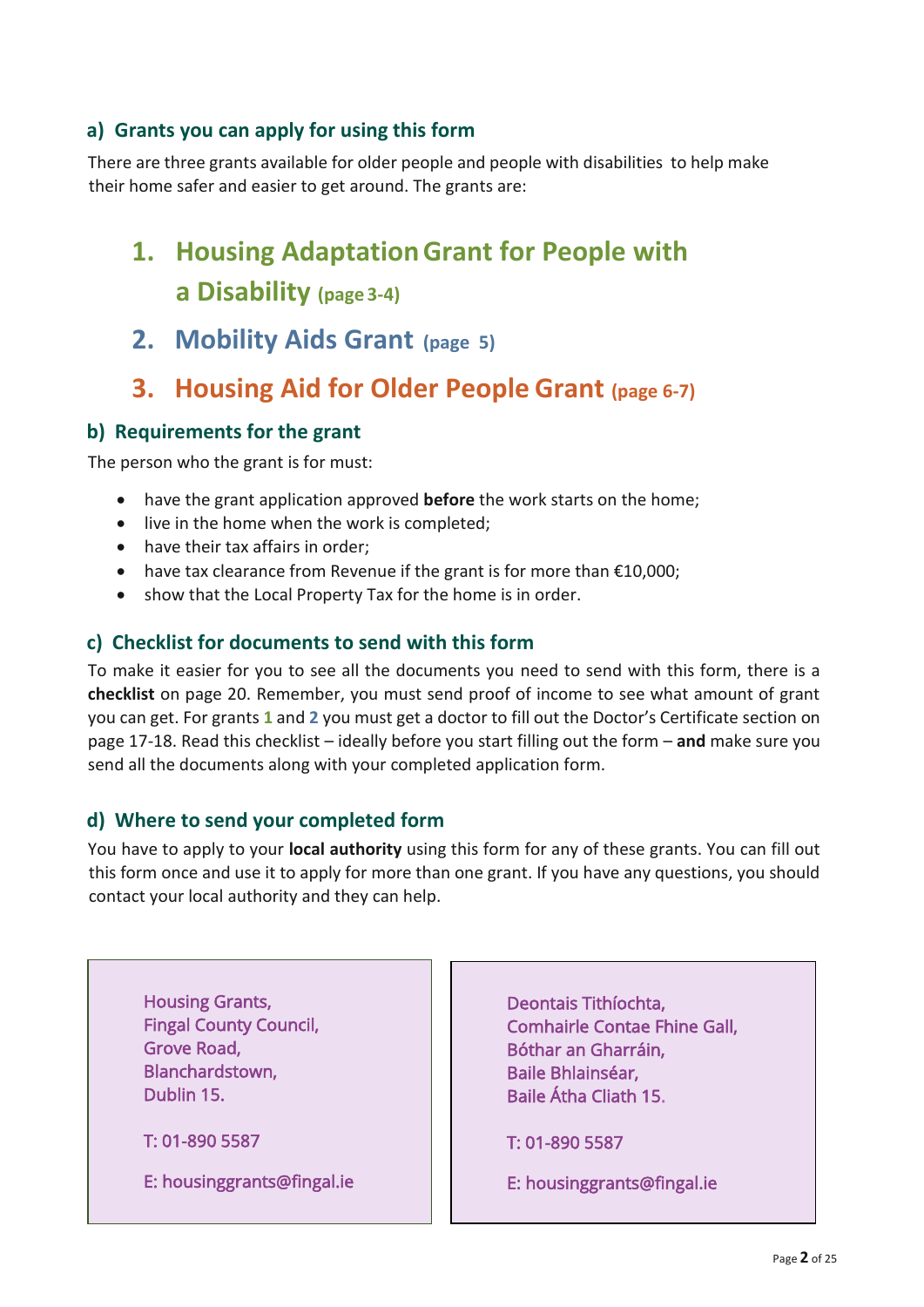## a) Grants you can apply for using this form

There are three grants available for older people and people with disabilities to help make their home safer and easier to get around. The grants are:

1. **Housing Adaptation Grant for People with a Disability** (page 3-4)
2. **Mobility Aids Grant** (page 5)
3. **Housing Aid for Older People Grant** (page 6-7)

## b) Requirements for the grant

The person who the grant is for must:

- have the grant application approved **before** the work starts on the home;
- live in the home when the work is completed;
- have their tax affairs in order;
- have tax clearance from Revenue if the grant is for more than €10,000;
- show that the Local Property Tax for the home is in order.

## c) Checklist for documents to send with this form

To make it easier for you to see all the documents you need to send with this form, there is a **checklist** on page 20. Remember, you must send proof of income to see what amount of grant you can get. For grants **1** and **2** you must get a doctor to fill out the Doctor's Certificate section on page 17-18. Read this checklist – ideally before you start filling out the form – **and** make sure you send all the documents along with your completed application form.

## d) Where to send your completed form

You have to apply to your **local authority** using this form for any of these grants. You can fill out this form once and use it to apply for more than one grant. If you have any questions, you should contact your local authority and they can help.

Housing Grants,
Fingal County Council,
Grove Road,
Blanchardstown,
Dublin 15.

T: 01-890 5587

E: housinggrants@fingal.ie

Deontais Tithíochta,
Comhairle Contae Fhine Gall,
Bóthar an Gharráin,
Baile Bhlainséar,
Baile Átha Cliath 15.

T: 01-890 5587

E: housinggrants@fingal.ie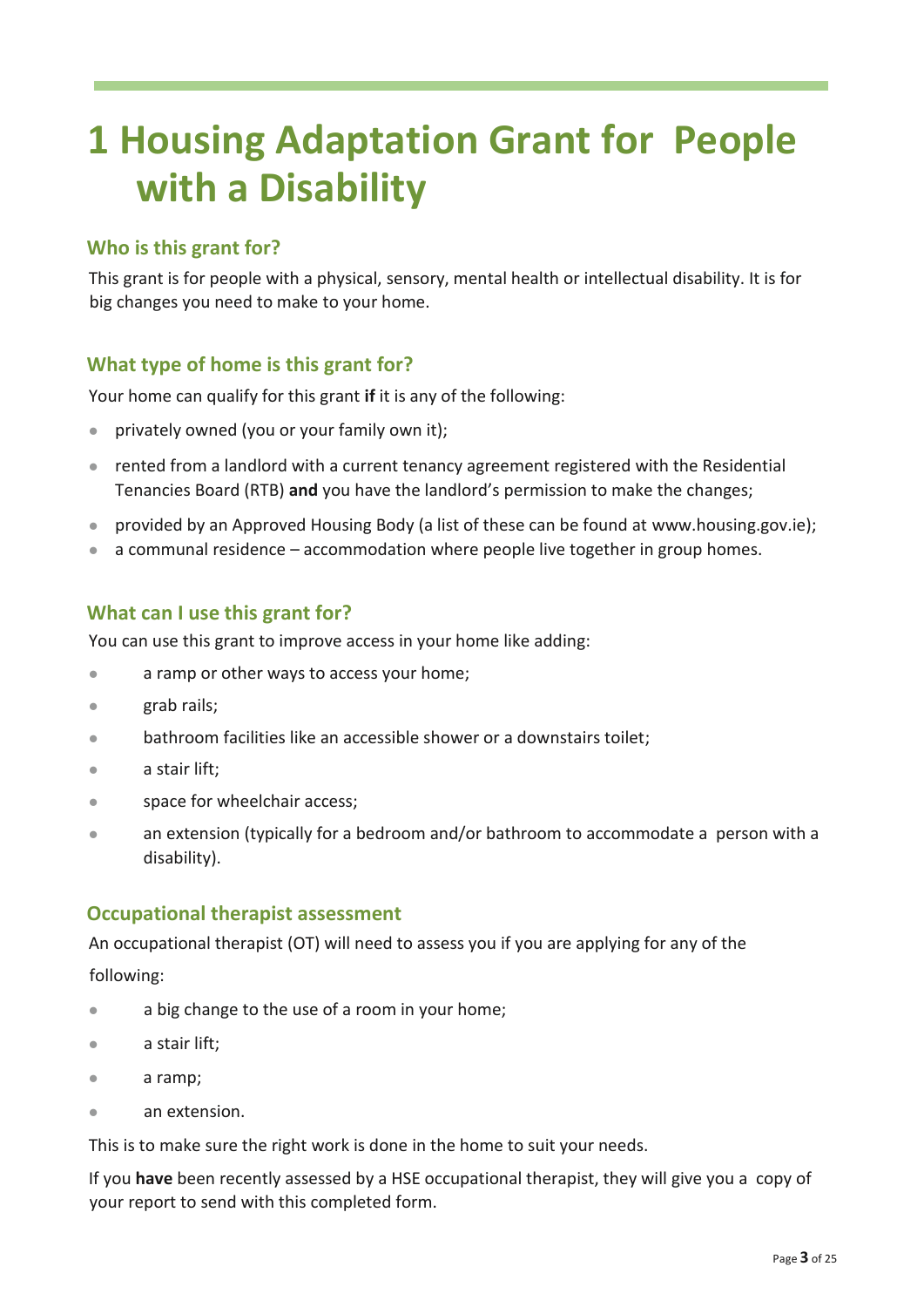# 1 Housing Adaptation Grant for People with a Disability

## Who is this grant for?

This grant is for people with a physical, sensory, mental health or intellectual disability. It is for big changes you need to make to your home.

## What type of home is this grant for?

Your home can qualify for this grant **if** it is any of the following:

- privately owned (you or your family own it);
- rented from a landlord with a current tenancy agreement registered with the Residential Tenancies Board (RTB) **and** you have the landlord's permission to make the changes;
- provided by an Approved Housing Body (a list of these can be found at www.housing.gov.ie);
- a communal residence – accommodation where people live together in group homes.

## What can I use this grant for?

You can use this grant to improve access in your home like adding:

- a ramp or other ways to access your home;
- grab rails;
- bathroom facilities like an accessible shower or a downstairs toilet;
- a stair lift;
- space for wheelchair access;
- an extension (typically for a bedroom and/or bathroom to accommodate a person with a disability).

## Occupational therapist assessment

An occupational therapist (OT) will need to assess you if you are applying for any of the following:

- a big change to the use of a room in your home;
- a stair lift;
- a ramp;
- an extension.

This is to make sure the right work is done in the home to suit your needs.

If you **have** been recently assessed by a HSE occupational therapist, they will give you a copy of your report to send with this completed form.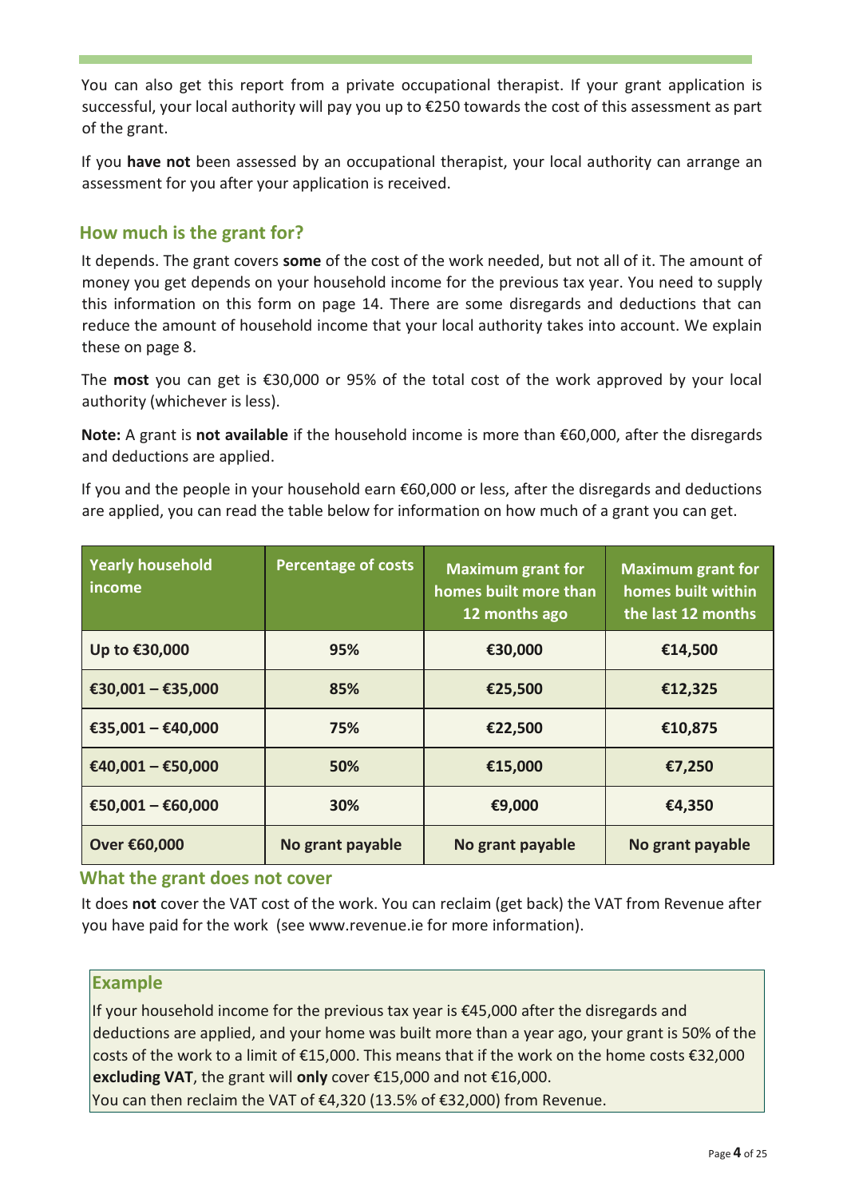You can also get this report from a private occupational therapist. If your grant application is successful, your local authority will pay you up to €250 towards the cost of this assessment as part of the grant.

If you **have not** been assessed by an occupational therapist, your local authority can arrange an assessment for you after your application is received.

## How much is the grant for?

It depends. The grant covers **some** of the cost of the work needed, but not all of it. The amount of money you get depends on your household income for the previous tax year. You need to supply this information on this form on page 14. There are some disregards and deductions that can reduce the amount of household income that your local authority takes into account. We explain these on page 8.

The **most** you can get is €30,000 or 95% of the total cost of the work approved by your local authority (whichever is less).

**Note:** A grant is **not available** if the household income is more than €60,000, after the disregards and deductions are applied.

If you and the people in your household earn €60,000 or less, after the disregards and deductions are applied, you can read the table below for information on how much of a grant you can get.

| Yearly household income | Percentage of costs | Maximum grant for homes built more than 12 months ago | Maximum grant for homes built within the last 12 months |
|---|---|---|---|
| **Up to €30,000** | **95%** | **€30,000** | **€14,500** |
| **€30,001 – €35,000** | **85%** | **€25,500** | **€12,325** |
| **€35,001 – €40,000** | **75%** | **€22,500** | **€10,875** |
| **€40,001 – €50,000** | **50%** | **€15,000** | **€7,250** |
| **€50,001 – €60,000** | **30%** | **€9,000** | **€4,350** |
| **Over €60,000** | **No grant payable** | **No grant payable** | **No grant payable** |

## What the grant does not cover

It does **not** cover the VAT cost of the work. You can reclaim (get back) the VAT from Revenue after you have paid for the work (see www.revenue.ie for more information).

### Example

If your household income for the previous tax year is €45,000 after the disregards and deductions are applied, and your home was built more than a year ago, your grant is 50% of the costs of the work to a limit of €15,000. This means that if the work on the home costs €32,000 **excluding VAT**, the grant will **only** cover €15,000 and not €16,000.
You can then reclaim the VAT of €4,320 (13.5% of €32,000) from Revenue.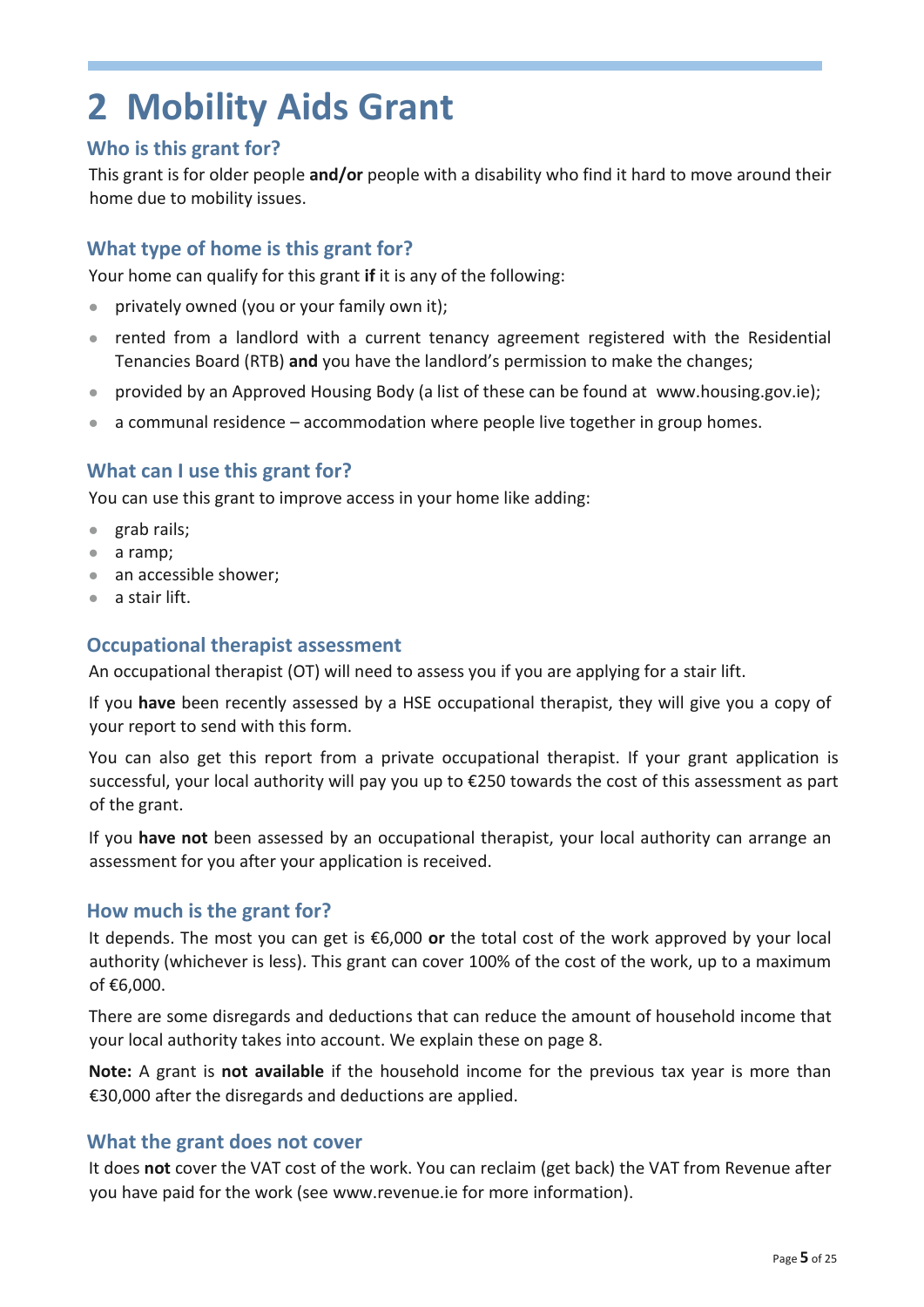# 2 Mobility Aids Grant

## Who is this grant for?

This grant is for older people **and/or** people with a disability who find it hard to move around their home due to mobility issues.

## What type of home is this grant for?

Your home can qualify for this grant **if** it is any of the following:

- privately owned (you or your family own it);
- rented from a landlord with a current tenancy agreement registered with the Residential Tenancies Board (RTB) **and** you have the landlord's permission to make the changes;
- provided by an Approved Housing Body (a list of these can be found at www.housing.gov.ie);
- a communal residence – accommodation where people live together in group homes.

## What can I use this grant for?

You can use this grant to improve access in your home like adding:

- grab rails;
- a ramp;
- an accessible shower;
- a stair lift.

## Occupational therapist assessment

An occupational therapist (OT) will need to assess you if you are applying for a stair lift.

If you **have** been recently assessed by a HSE occupational therapist, they will give you a copy of your report to send with this form.

You can also get this report from a private occupational therapist. If your grant application is successful, your local authority will pay you up to €250 towards the cost of this assessment as part of the grant.

If you **have not** been assessed by an occupational therapist, your local authority can arrange an assessment for you after your application is received.

## How much is the grant for?

It depends. The most you can get is €6,000 **or** the total cost of the work approved by your local authority (whichever is less). This grant can cover 100% of the cost of the work, up to a maximum of €6,000.

There are some disregards and deductions that can reduce the amount of household income that your local authority takes into account. We explain these on page 8.

**Note:** A grant is **not available** if the household income for the previous tax year is more than €30,000 after the disregards and deductions are applied.

## What the grant does not cover

It does **not** cover the VAT cost of the work. You can reclaim (get back) the VAT from Revenue after you have paid for the work (see www.revenue.ie for more information).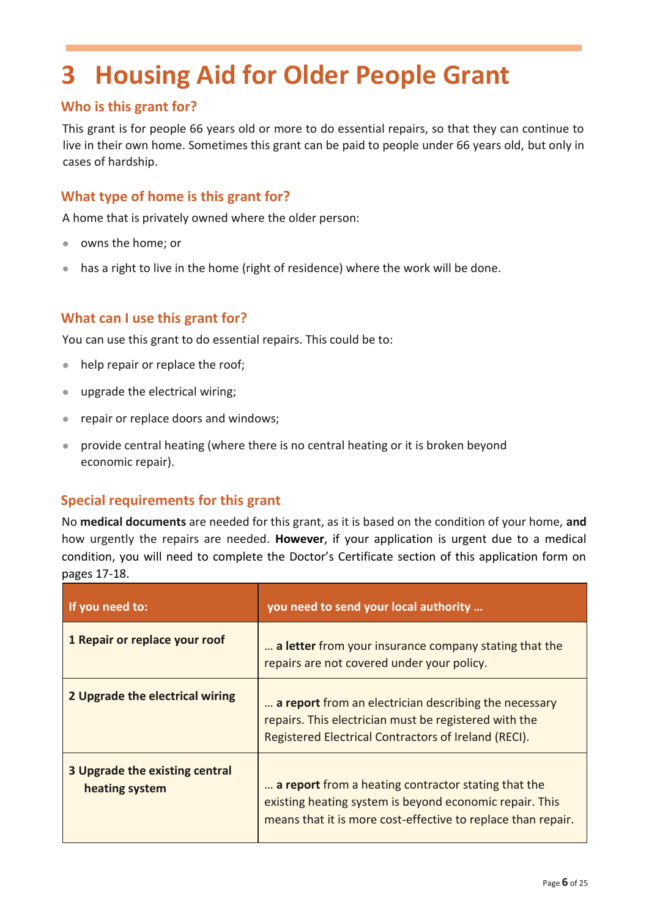# 3 Housing Aid for Older People Grant

### Who is this grant for?

This grant is for people 66 years old or more to do essential repairs, so that they can continue to live in their own home. Sometimes this grant can be paid to people under 66 years old, but only in cases of hardship.

### What type of home is this grant for?

A home that is privately owned where the older person:

- owns the home; or
- has a right to live in the home (right of residence) where the work will be done.

### What can I use this grant for?

You can use this grant to do essential repairs. This could be to:

- help repair or replace the roof;
- upgrade the electrical wiring;
- repair or replace doors and windows;
- provide central heating (where there is no central heating or it is broken beyond economic repair).

### Special requirements for this grant

No **medical documents** are needed for this grant, as it is based on the condition of your home, **and** how urgently the repairs are needed. **However**, if your application is urgent due to a medical condition, you will need to complete the Doctor's Certificate section of this application form on pages 17-18.

| If you need to: | you need to send your local authority … |
|---|---|
| **1 Repair or replace your roof** | … **a letter** from your insurance company stating that the repairs are not covered under your policy. |
| **2 Upgrade the electrical wiring** | … **a report** from an electrician describing the necessary repairs. This electrician must be registered with the Registered Electrical Contractors of Ireland (RECI). |
| **3 Upgrade the existing central heating system** | … **a report** from a heating contractor stating that the existing heating system is beyond economic repair. This means that it is more cost-effective to replace than repair. |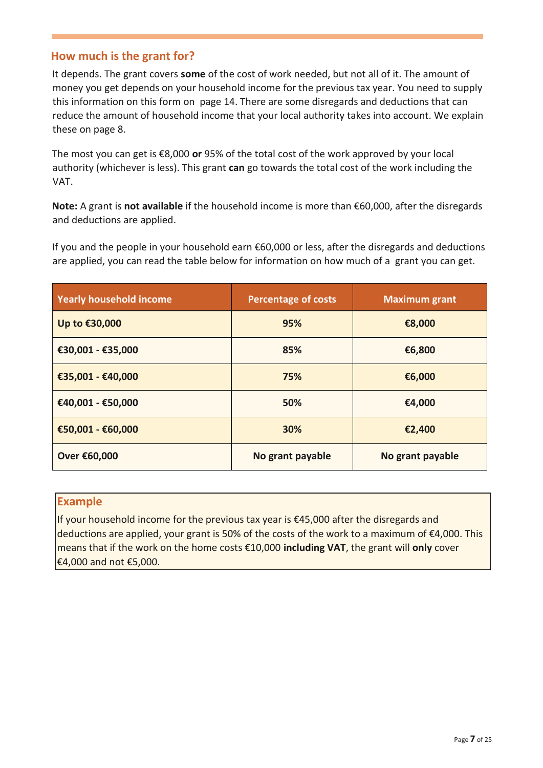## How much is the grant for?

It depends. The grant covers **some** of the cost of work needed, but not all of it. The amount of money you get depends on your household income for the previous tax year. You need to supply this information on this form on page 14. There are some disregards and deductions that can reduce the amount of household income that your local authority takes into account. We explain these on page 8.

The most you can get is €8,000 **or** 95% of the total cost of the work approved by your local authority (whichever is less). This grant **can** go towards the total cost of the work including the VAT.

**Note:** A grant is **not available** if the household income is more than €60,000, after the disregards and deductions are applied.

If you and the people in your household earn €60,000 or less, after the disregards and deductions are applied, you can read the table below for information on how much of a grant you can get.

| Yearly household income | Percentage of costs | Maximum grant |
|---|---|---|
| **Up to €30,000** | **95%** | **€8,000** |
| **€30,001 - €35,000** | **85%** | **€6,800** |
| **€35,001 - €40,000** | **75%** | **€6,000** |
| **€40,001 - €50,000** | **50%** | **€4,000** |
| **€50,001 - €60,000** | **30%** | **€2,400** |
| **Over €60,000** | **No grant payable** | **No grant payable** |

### Example

If your household income for the previous tax year is €45,000 after the disregards and deductions are applied, your grant is 50% of the costs of the work to a maximum of €4,000. This means that if the work on the home costs €10,000 **including VAT**, the grant will **only** cover €4,000 and not €5,000.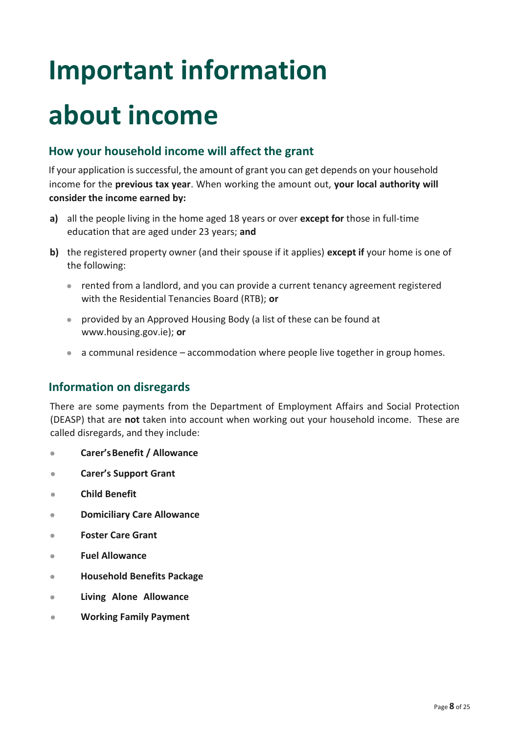# Important information about income

## How your household income will affect the grant

If your application is successful, the amount of grant you can get depends on your household income for the **previous tax year**. When working the amount out, **your local authority will consider the income earned by:**

**a)** all the people living in the home aged 18 years or over **except for** those in full-time education that are aged under 23 years; **and**

**b)** the registered property owner (and their spouse if it applies) **except if** your home is one of the following:

- rented from a landlord, and you can provide a current tenancy agreement registered with the Residential Tenancies Board (RTB); **or**
- provided by an Approved Housing Body (a list of these can be found at www.housing.gov.ie); **or**
- a communal residence – accommodation where people live together in group homes.

## Information on disregards

There are some payments from the Department of Employment Affairs and Social Protection (DEASP) that are **not** taken into account when working out your household income. These are called disregards, and they include:

- **Carer's Benefit / Allowance**
- **Carer's Support Grant**
- **Child Benefit**
- **Domiciliary Care Allowance**
- **Foster Care Grant**
- **Fuel Allowance**
- **Household Benefits Package**
- **Living Alone Allowance**
- **Working Family Payment**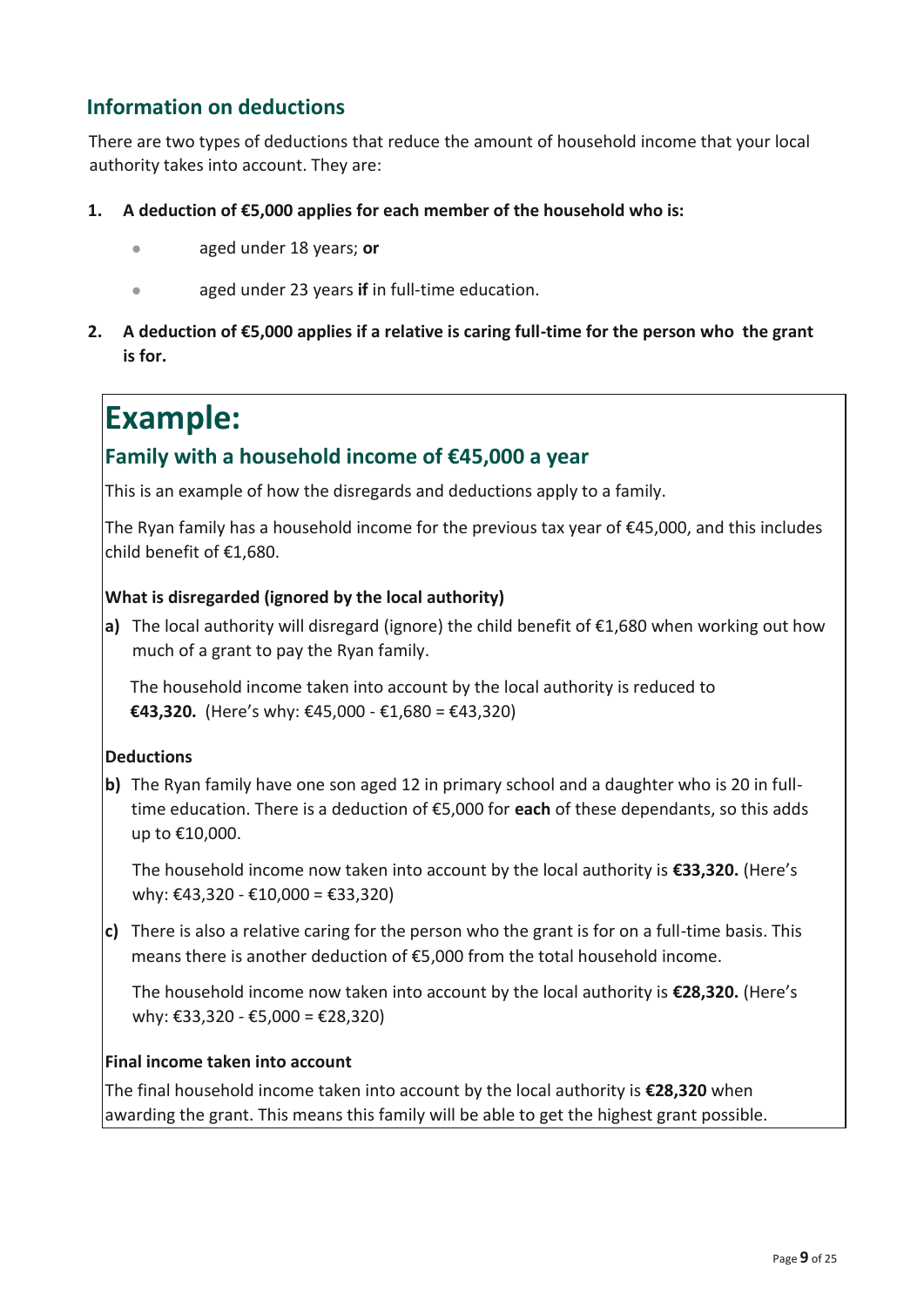## Information on deductions

There are two types of deductions that reduce the amount of household income that your local authority takes into account. They are:

1. **A deduction of €5,000 applies for each member of the household who is:**
   - aged under 18 years; **or**
   - aged under 23 years **if** in full-time education.
2. **A deduction of €5,000 applies if a relative is caring full-time for the person who the grant is for.**

# Example:

## Family with a household income of €45,000 a year

This is an example of how the disregards and deductions apply to a family.

The Ryan family has a household income for the previous tax year of €45,000, and this includes child benefit of €1,680.

**What is disregarded (ignored by the local authority)**

**a)** The local authority will disregard (ignore) the child benefit of €1,680 when working out how much of a grant to pay the Ryan family.

The household income taken into account by the local authority is reduced to **€43,320.** (Here's why: €45,000 - €1,680 = €43,320)

**Deductions**

**b)** The Ryan family have one son aged 12 in primary school and a daughter who is 20 in full-time education. There is a deduction of €5,000 for **each** of these dependants, so this adds up to €10,000.

The household income now taken into account by the local authority is **€33,320.** (Here's why: €43,320 - €10,000 = €33,320)

**c)** There is also a relative caring for the person who the grant is for on a full-time basis. This means there is another deduction of €5,000 from the total household income.

The household income now taken into account by the local authority is **€28,320.** (Here's why: €33,320 - €5,000 = €28,320)

**Final income taken into account**

The final household income taken into account by the local authority is **€28,320** when awarding the grant. This means this family will be able to get the highest grant possible.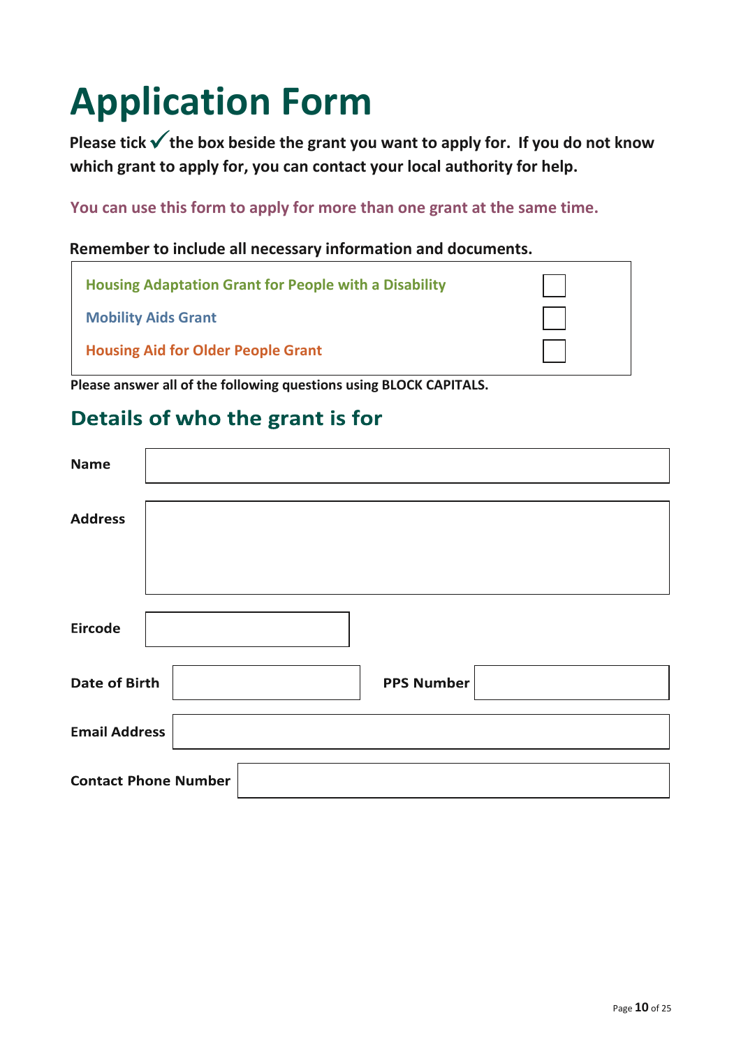# Application Form

**Please tick ✓ the box beside the grant you want to apply for. If you do not know which grant to apply for, you can contact your local authority for help.**

**You can use this form to apply for more than one grant at the same time.**

**Remember to include all necessary information and documents.**

| | |
|---|---|
| **Housing Adaptation Grant for People with a Disability** | ☐ |
| **Mobility Aids Grant** | ☐ |
| **Housing Aid for Older People Grant** | ☐ |

**Please answer all of the following questions using BLOCK CAPITALS.**

## Details of who the grant is for

**Name** ____________________

**Address** ____________________

**Eircode** ____________________

**Date of Birth** ____________________ **PPS Number** ____________________

**Email Address** ____________________

**Contact Phone Number** ____________________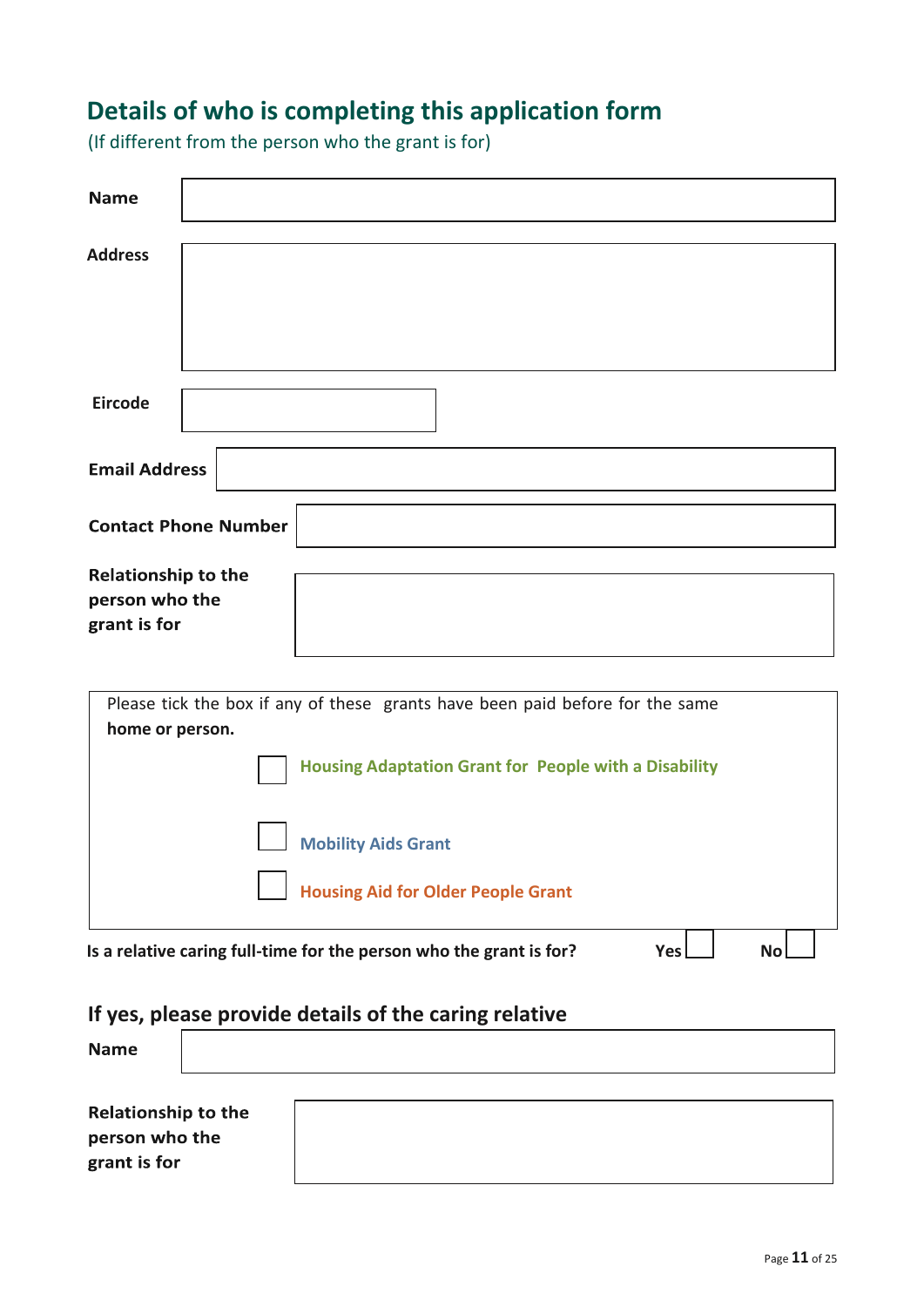## Details of who is completing this application form

(If different from the person who the grant is for)

**Name**

**Address**

**Eircode**

**Email Address**

**Contact Phone Number**

**Relationship to the person who the grant is for**

Please tick the box if any of these grants have been paid before for the same **home or person.**

- ☐ Housing Adaptation Grant for People with a Disability
- ☐ Mobility Aids Grant
- ☐ Housing Aid for Older People Grant

**Is a relative caring full-time for the person who the grant is for?** **Yes** ☐ **No** ☐

## If yes, please provide details of the caring relative

**Name**

**Relationship to the person who the grant is for**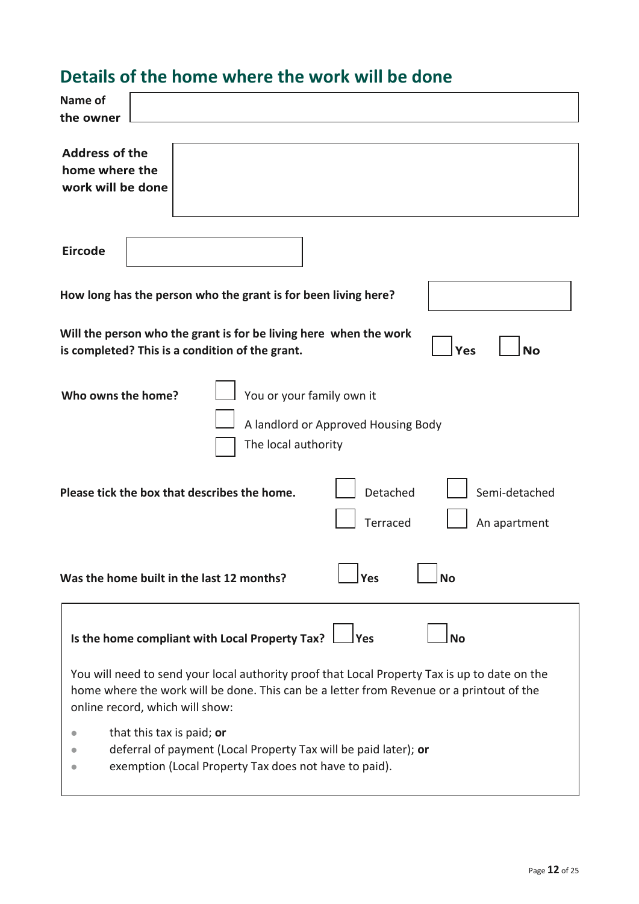## Details of the home where the work will be done

**Name of the owner**

**Address of the home where the work will be done**

**Eircode**

**How long has the person who the grant is for been living here?**

**Will the person who the grant is for be living here when the work is completed? This is a condition of the grant.** ☐ **Yes** ☐ **No**

**Who owns the home?**

☐ You or your family own it

☐ A landlord or Approved Housing Body

☐ The local authority

**Please tick the box that describes the home.**

☐ Detached ☐ Semi-detached

☐ Terraced ☐ An apartment

**Was the home built in the last 12 months?** ☐ **Yes** ☐ **No**

**Is the home compliant with Local Property Tax?** ☐ **Yes** ☐ **No**

You will need to send your local authority proof that Local Property Tax is up to date on the home where the work will be done. This can be a letter from Revenue or a printout of the online record, which will show:

- that this tax is paid; **or**
- deferral of payment (Local Property Tax will be paid later); **or**
- exemption (Local Property Tax does not have to paid).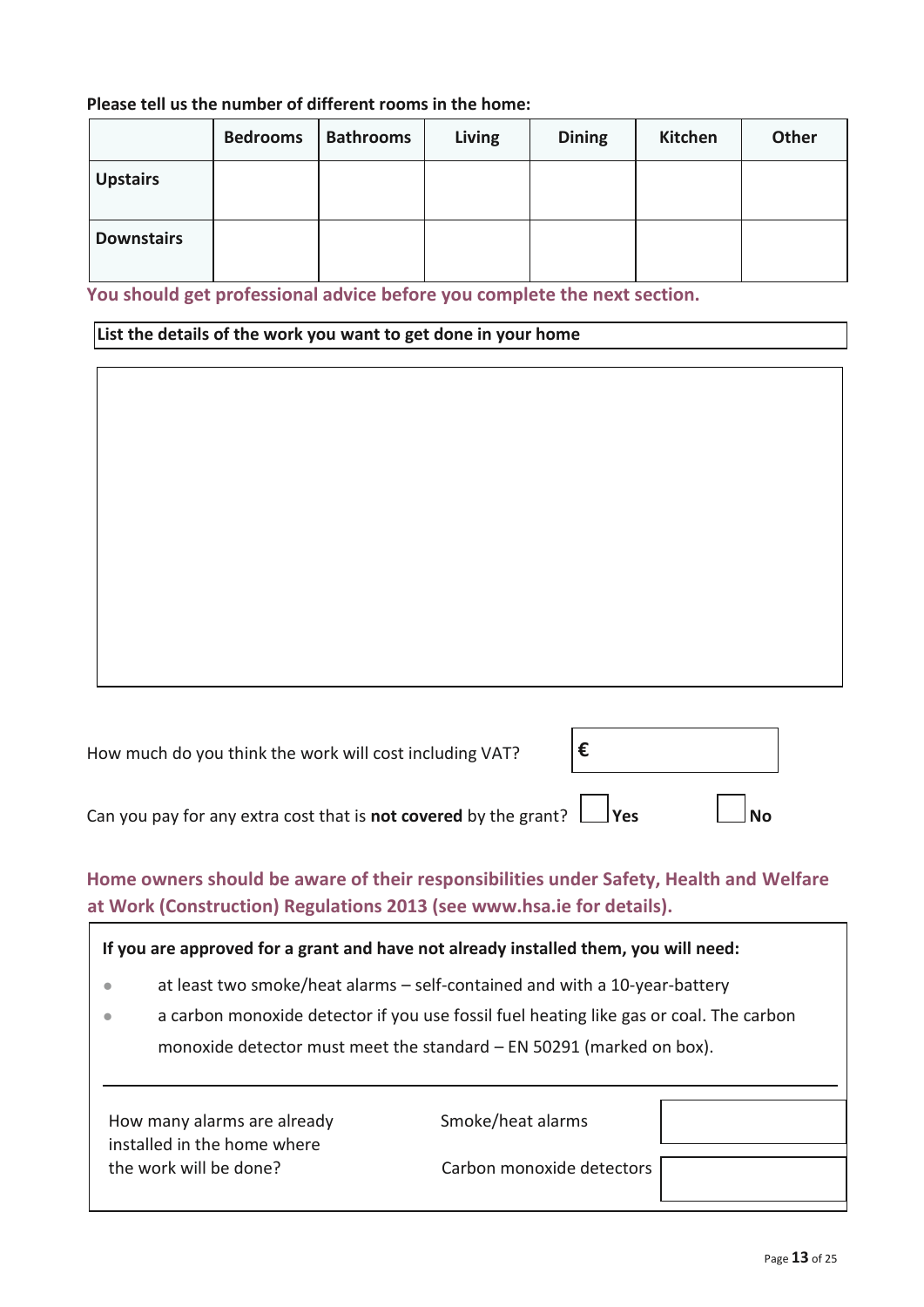**Please tell us the number of different rooms in the home:**

| | **Bedrooms** | **Bathrooms** | **Living** | **Dining** | **Kitchen** | **Other** |
|---|---|---|---|---|---|---|
| **Upstairs** | | | | | | |
| **Downstairs** | | | | | | |

**You should get professional advice before you complete the next section.**

**List the details of the work you want to get done in your home**

How much do you think the work will cost including VAT? **€**

Can you pay for any extra cost that is **not covered** by the grant? ☐ **Yes** ☐ **No**

**Home owners should be aware of their responsibilities under Safety, Health and Welfare at Work (Construction) Regulations 2013 (see www.hsa.ie for details).**

**If you are approved for a grant and have not already installed them, you will need:**

- at least two smoke/heat alarms – self-contained and with a 10-year-battery
- a carbon monoxide detector if you use fossil fuel heating like gas or coal. The carbon monoxide detector must meet the standard – EN 50291 (marked on box).

| How many alarms are already installed in the home where the work will be done? | Smoke/heat alarms | |
|---|---|---|
| | Carbon monoxide detectors | |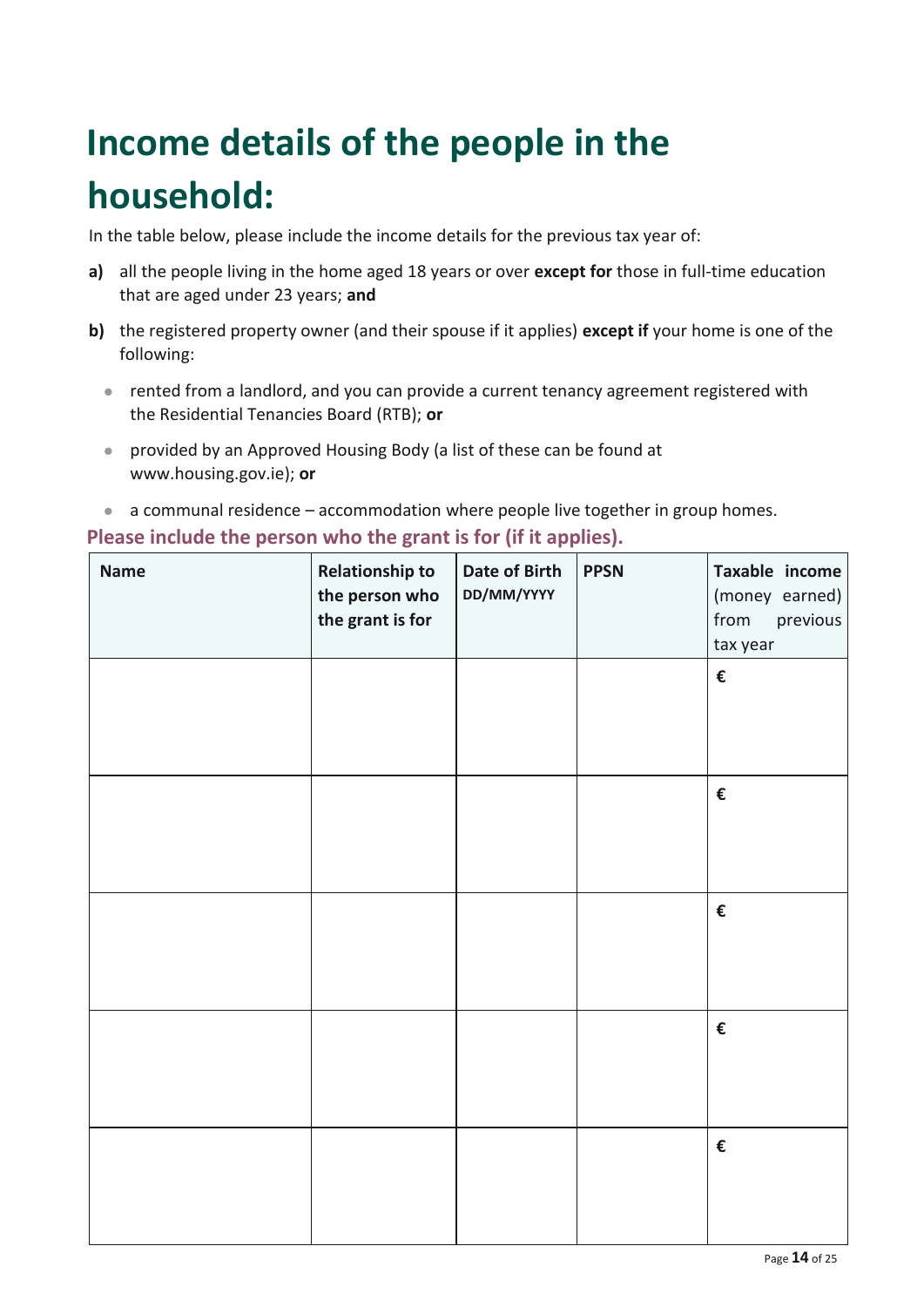# Income details of the people in the household:

In the table below, please include the income details for the previous tax year of:

**a)** all the people living in the home aged 18 years or over **except for** those in full-time education that are aged under 23 years; **and**

**b)** the registered property owner (and their spouse if it applies) **except if** your home is one of the following:

- rented from a landlord, and you can provide a current tenancy agreement registered with the Residential Tenancies Board (RTB); **or**
- provided by an Approved Housing Body (a list of these can be found at www.housing.gov.ie); **or**
- a communal residence – accommodation where people live together in group homes.

**Please include the person who the grant is for (if it applies).**

| Name | Relationship to the person who the grant is for | Date of Birth DD/MM/YYYY | PPSN | Taxable income (money earned) from previous tax year |
|---|---|---|---|---|
| | | | | € |
| | | | | € |
| | | | | € |
| | | | | € |
| | | | | € |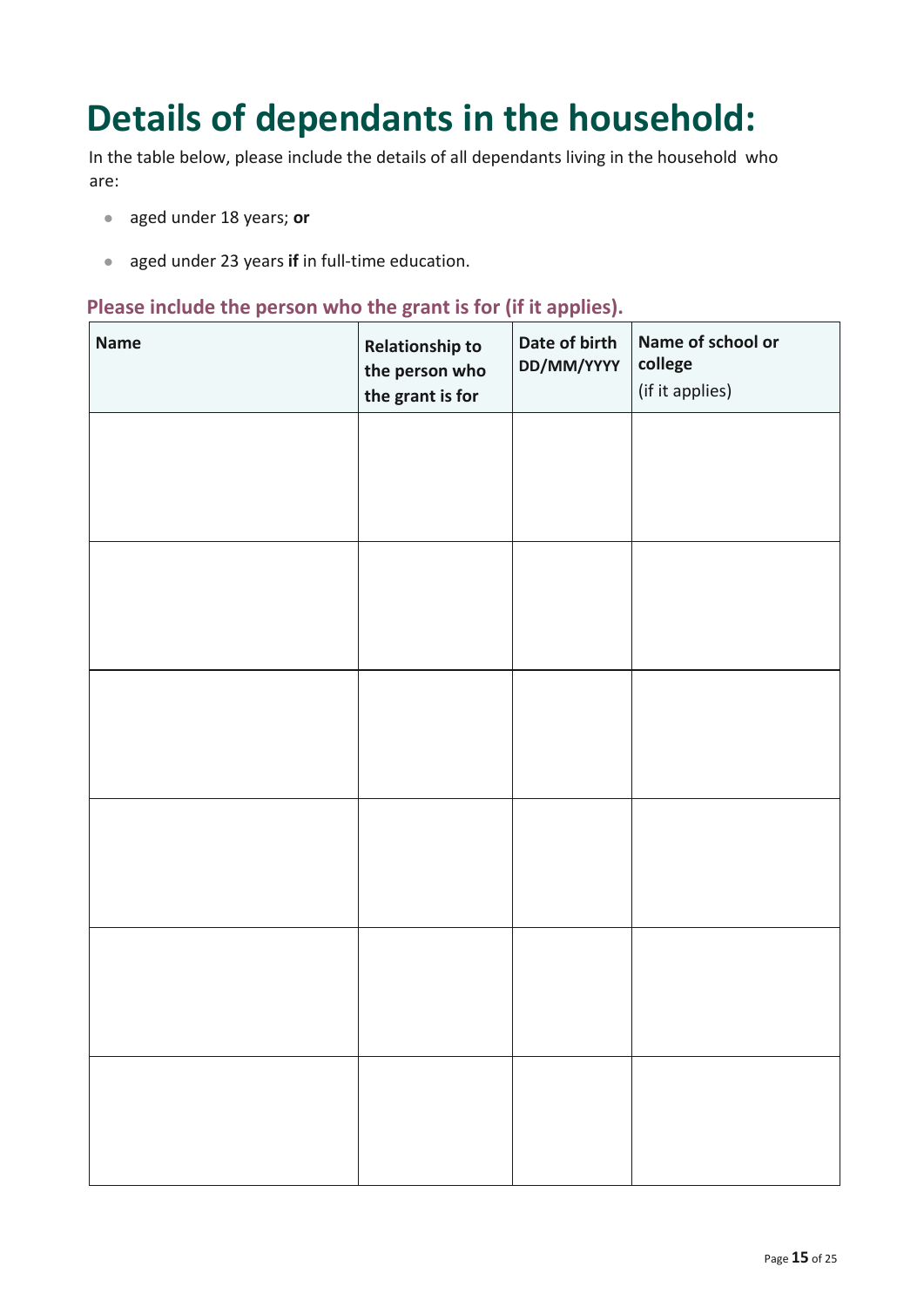# Details of dependants in the household:

In the table below, please include the details of all dependants living in the household who are:

- aged under 18 years; **or**
- aged under 23 years **if** in full-time education.

### Please include the person who the grant is for (if it applies).

| **Name** | **Relationship to the person who the grant is for** | **Date of birth DD/MM/YYYY** | **Name of school or college** (if it applies) |
|---|---|---|---|
| | | | |
| | | | |
| | | | |
| | | | |
| | | | |
| | | | |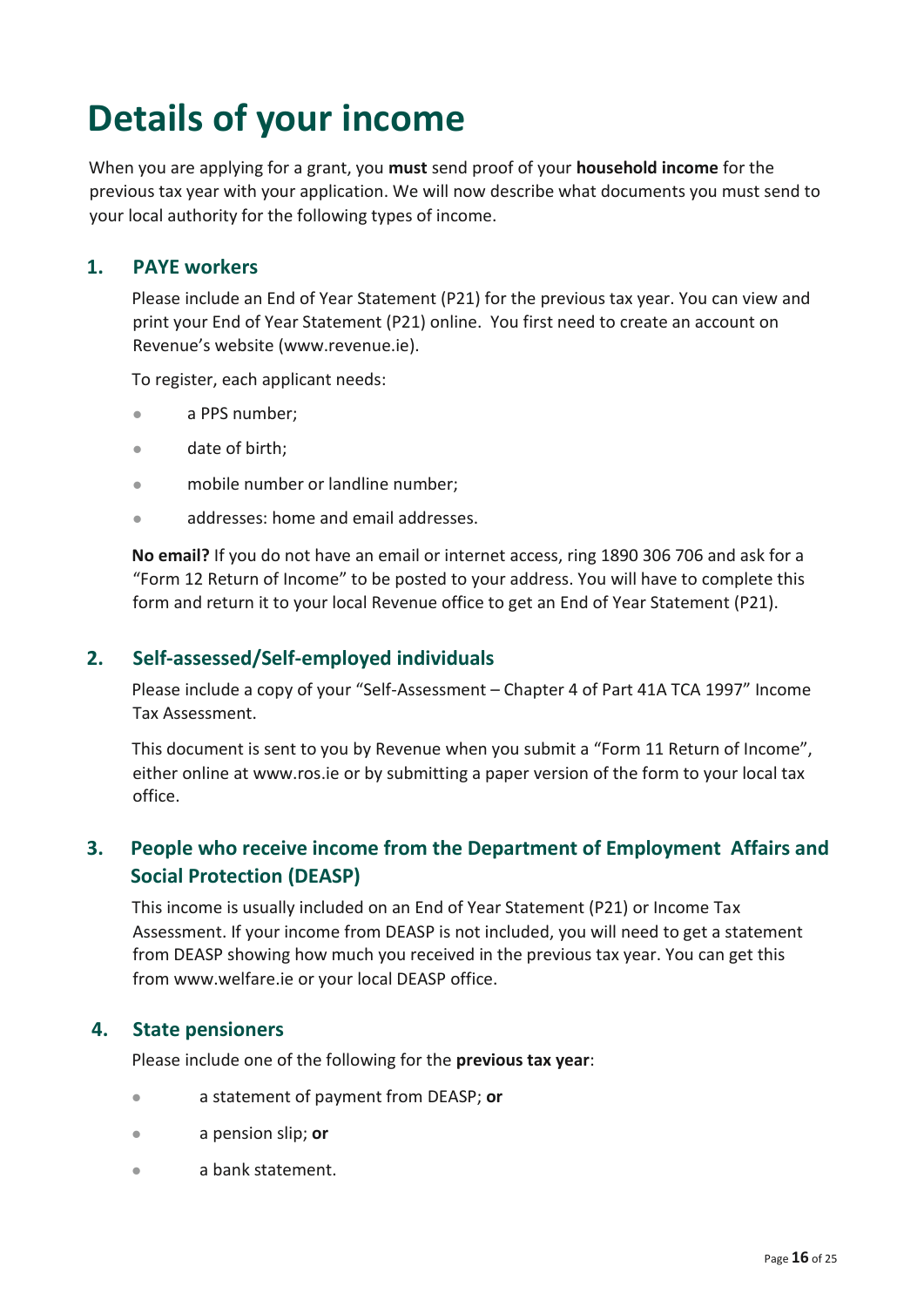# Details of your income

When you are applying for a grant, you **must** send proof of your **household income** for the previous tax year with your application. We will now describe what documents you must send to your local authority for the following types of income.

### 1. PAYE workers

Please include an End of Year Statement (P21) for the previous tax year. You can view and print your End of Year Statement (P21) online. You first need to create an account on Revenue's website (www.revenue.ie).

To register, each applicant needs:

- a PPS number;
- date of birth;
- mobile number or landline number;
- addresses: home and email addresses.

**No email?** If you do not have an email or internet access, ring 1890 306 706 and ask for a "Form 12 Return of Income" to be posted to your address. You will have to complete this form and return it to your local Revenue office to get an End of Year Statement (P21).

### 2. Self-assessed/Self-employed individuals

Please include a copy of your "Self-Assessment – Chapter 4 of Part 41A TCA 1997" Income Tax Assessment.

This document is sent to you by Revenue when you submit a "Form 11 Return of Income", either online at www.ros.ie or by submitting a paper version of the form to your local tax office.

### 3. People who receive income from the Department of Employment Affairs and Social Protection (DEASP)

This income is usually included on an End of Year Statement (P21) or Income Tax Assessment. If your income from DEASP is not included, you will need to get a statement from DEASP showing how much you received in the previous tax year. You can get this from www.welfare.ie or your local DEASP office.

### 4. State pensioners

Please include one of the following for the **previous tax year**:

- a statement of payment from DEASP; **or**
- a pension slip; **or**
- a bank statement.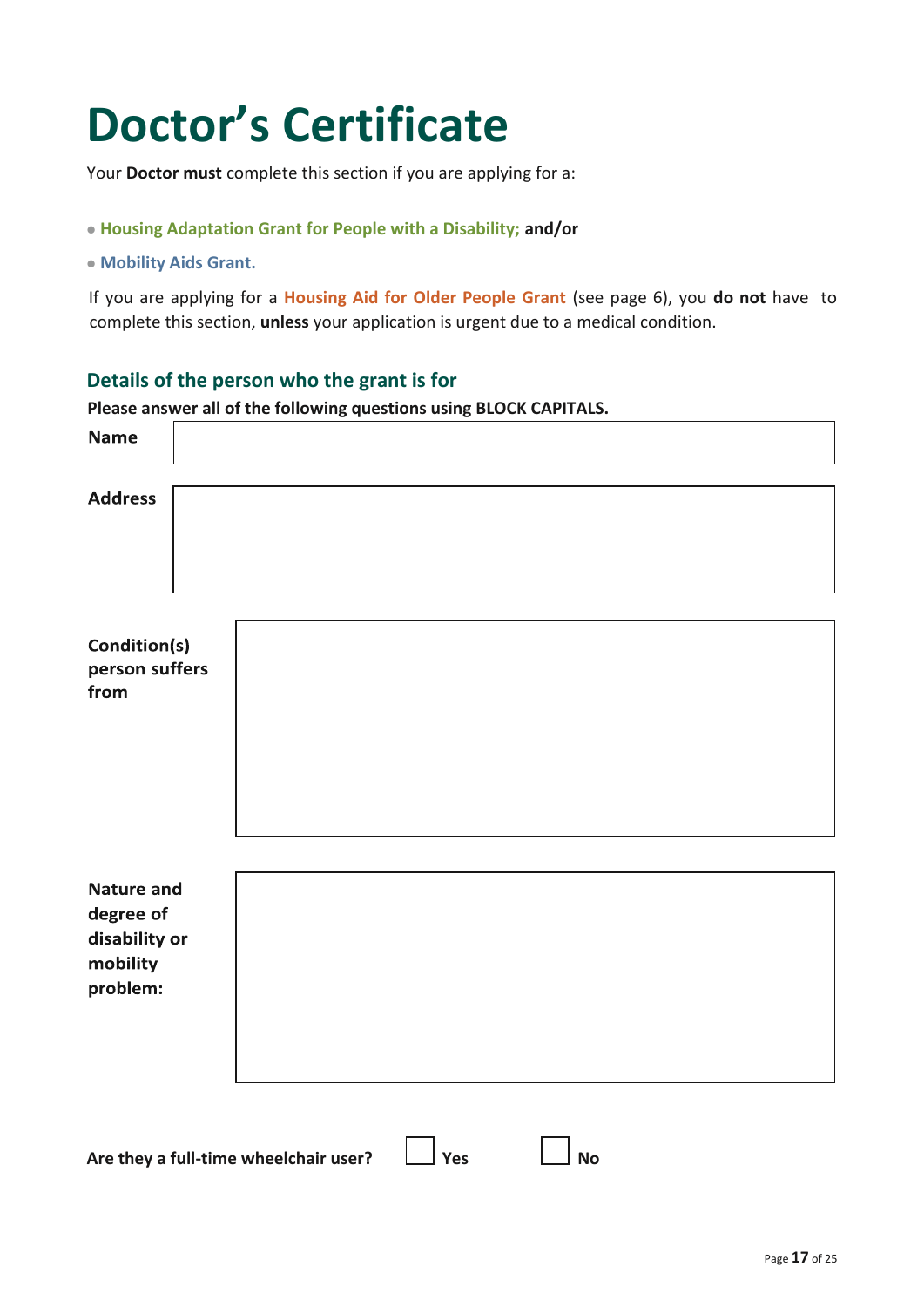# Doctor's Certificate

Your **Doctor must** complete this section if you are applying for a:

- **Housing Adaptation Grant for People with a Disability; and/or**
- **Mobility Aids Grant.**

If you are applying for a **Housing Aid for Older People Grant** (see page 6), you **do not** have to complete this section, **unless** your application is urgent due to a medical condition.

## Details of the person who the grant is for

**Please answer all of the following questions using BLOCK CAPITALS.**

**Name**

**Address**

**Condition(s) person suffers from**

**Nature and degree of disability or mobility problem:**

**Are they a full-time wheelchair user?** ☐ **Yes** ☐ **No**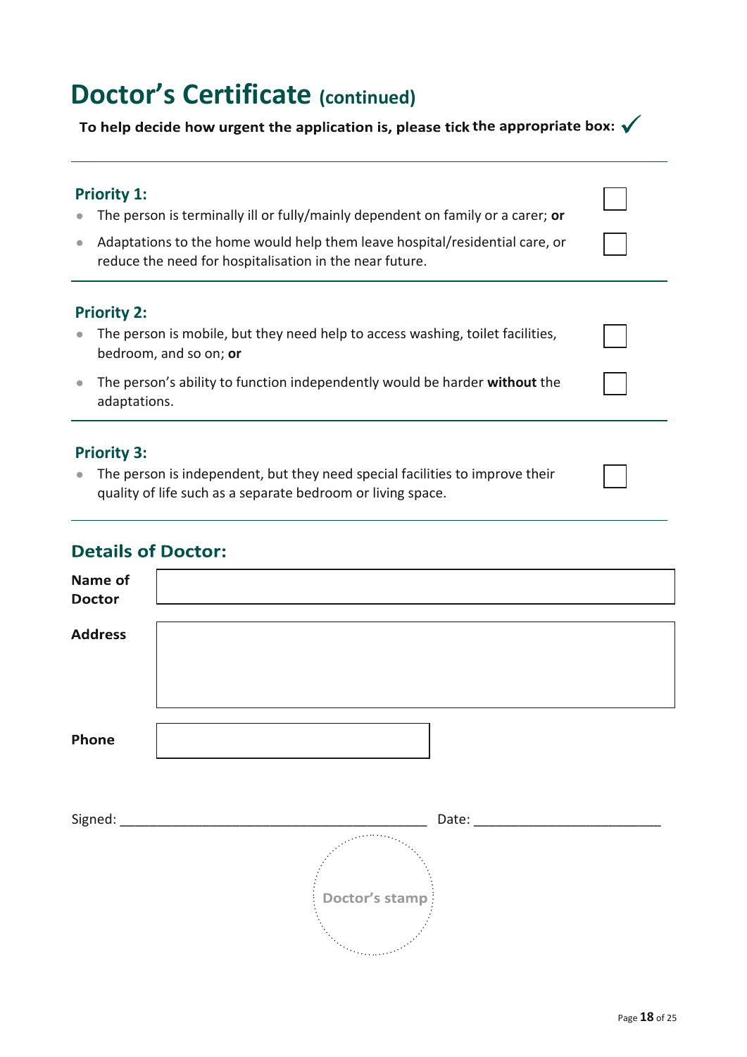# Doctor's Certificate (continued)

**To help decide how urgent the application is, please tick the appropriate box:** ✓

### Priority 1:

- The person is terminally ill or fully/mainly dependent on family or a carer; **or** ☐
- Adaptations to the home would help them leave hospital/residential care, or reduce the need for hospitalisation in the near future. ☐

### Priority 2:

- The person is mobile, but they need help to access washing, toilet facilities, bedroom, and so on; **or** ☐
- The person's ability to function independently would be harder **without** the adaptations. ☐

### Priority 3:

- The person is independent, but they need special facilities to improve their quality of life such as a separate bedroom or living space. ☐

## Details of Doctor:

**Name of Doctor**

**Address**

**Phone**

Signed: ________________________________________ Date: ________________________

Doctor's stamp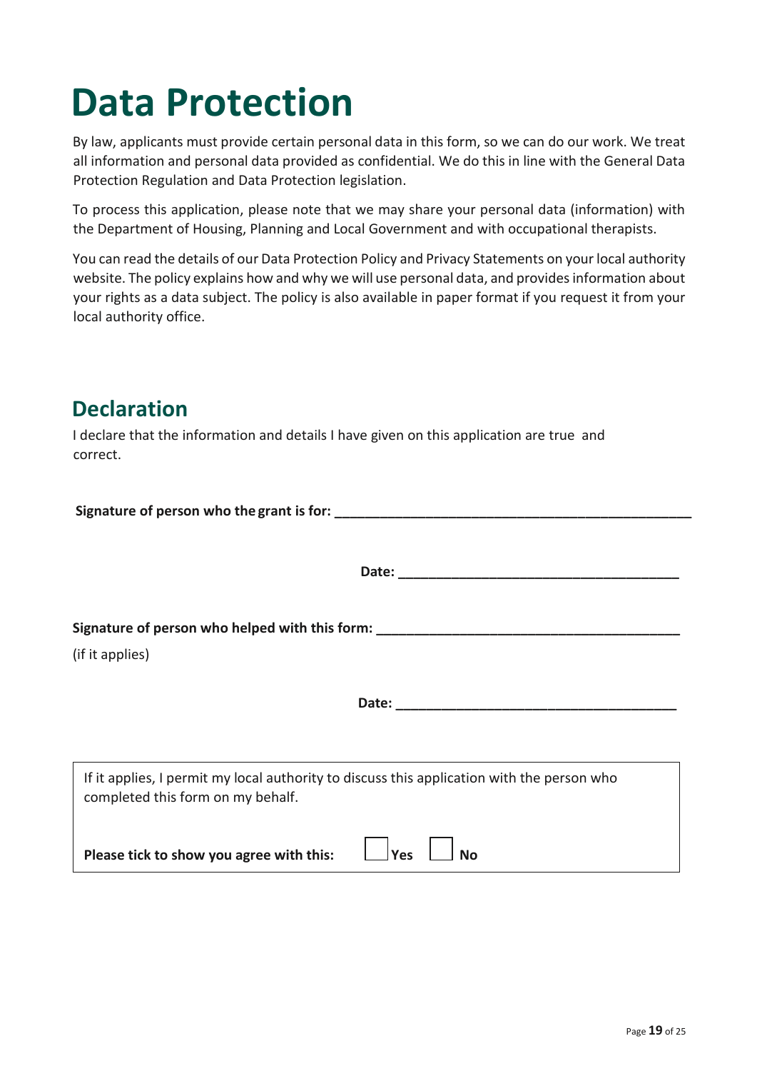# Data Protection

By law, applicants must provide certain personal data in this form, so we can do our work. We treat all information and personal data provided as confidential. We do this in line with the General Data Protection Regulation and Data Protection legislation.

To process this application, please note that we may share your personal data (information) with the Department of Housing, Planning and Local Government and with occupational therapists.

You can read the details of our Data Protection Policy and Privacy Statements on your local authority website. The policy explains how and why we will use personal data, and provides information about your rights as a data subject. The policy is also available in paper format if you request it from your local authority office.

## Declaration

I declare that the information and details I have given on this application are true and correct.

**Signature of person who the grant is for:** ______________________________________________

**Date:** ____________________________________

**Signature of person who helped with this form:** ________________________________________

(if it applies)

**Date:** ____________________________________

If it applies, I permit my local authority to discuss this application with the person who completed this form on my behalf.

**Please tick to show you agree with this:** ☐ **Yes** ☐ **No**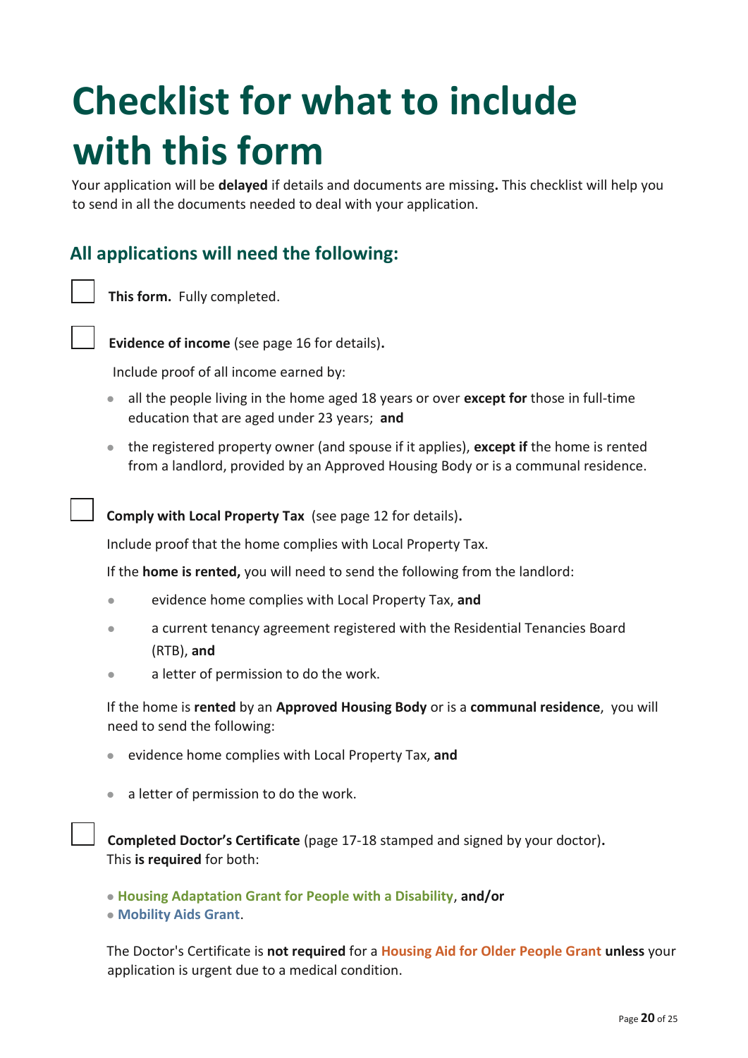# Checklist for what to include with this form

Your application will be **delayed** if details and documents are missing**.** This checklist will help you to send in all the documents needed to deal with your application.

## All applications will need the following:

☐ **This form.** Fully completed.

☐ **Evidence of income** (see page 16 for details)**.**

Include proof of all income earned by:

- all the people living in the home aged 18 years or over **except for** those in full-time education that are aged under 23 years; **and**
- the registered property owner (and spouse if it applies), **except if** the home is rented from a landlord, provided by an Approved Housing Body or is a communal residence.

☐ **Comply with Local Property Tax** (see page 12 for details)**.**

Include proof that the home complies with Local Property Tax.

If the **home is rented,** you will need to send the following from the landlord:

- evidence home complies with Local Property Tax, **and**
- a current tenancy agreement registered with the Residential Tenancies Board (RTB), **and**
- a letter of permission to do the work.

If the home is **rented** by an **Approved Housing Body** or is a **communal residence**, you will need to send the following:

- evidence home complies with Local Property Tax, **and**
- a letter of permission to do the work.

☐ **Completed Doctor's Certificate** (page 17-18 stamped and signed by your doctor)**.** This **is required** for both:

- **Housing Adaptation Grant for People with a Disability**, **and/or**
- **Mobility Aids Grant**.

The Doctor's Certificate is **not required** for a **Housing Aid for Older People Grant** **unless** your application is urgent due to a medical condition.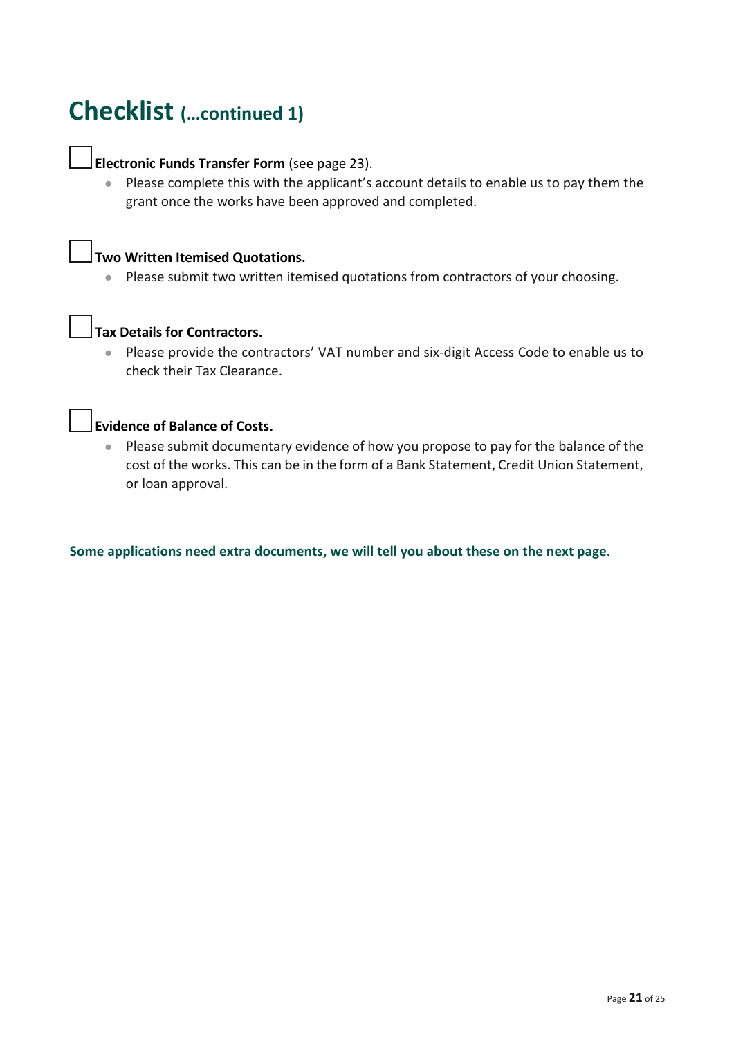# Checklist (…continued 1)

☐ **Electronic Funds Transfer Form** (see page 23).

- Please complete this with the applicant's account details to enable us to pay them the grant once the works have been approved and completed.

☐ **Two Written Itemised Quotations.**

- Please submit two written itemised quotations from contractors of your choosing.

☐ **Tax Details for Contractors.**

- Please provide the contractors' VAT number and six-digit Access Code to enable us to check their Tax Clearance.

☐ **Evidence of Balance of Costs.**

- Please submit documentary evidence of how you propose to pay for the balance of the cost of the works. This can be in the form of a Bank Statement, Credit Union Statement, or loan approval.

**Some applications need extra documents, we will tell you about these on the next page.**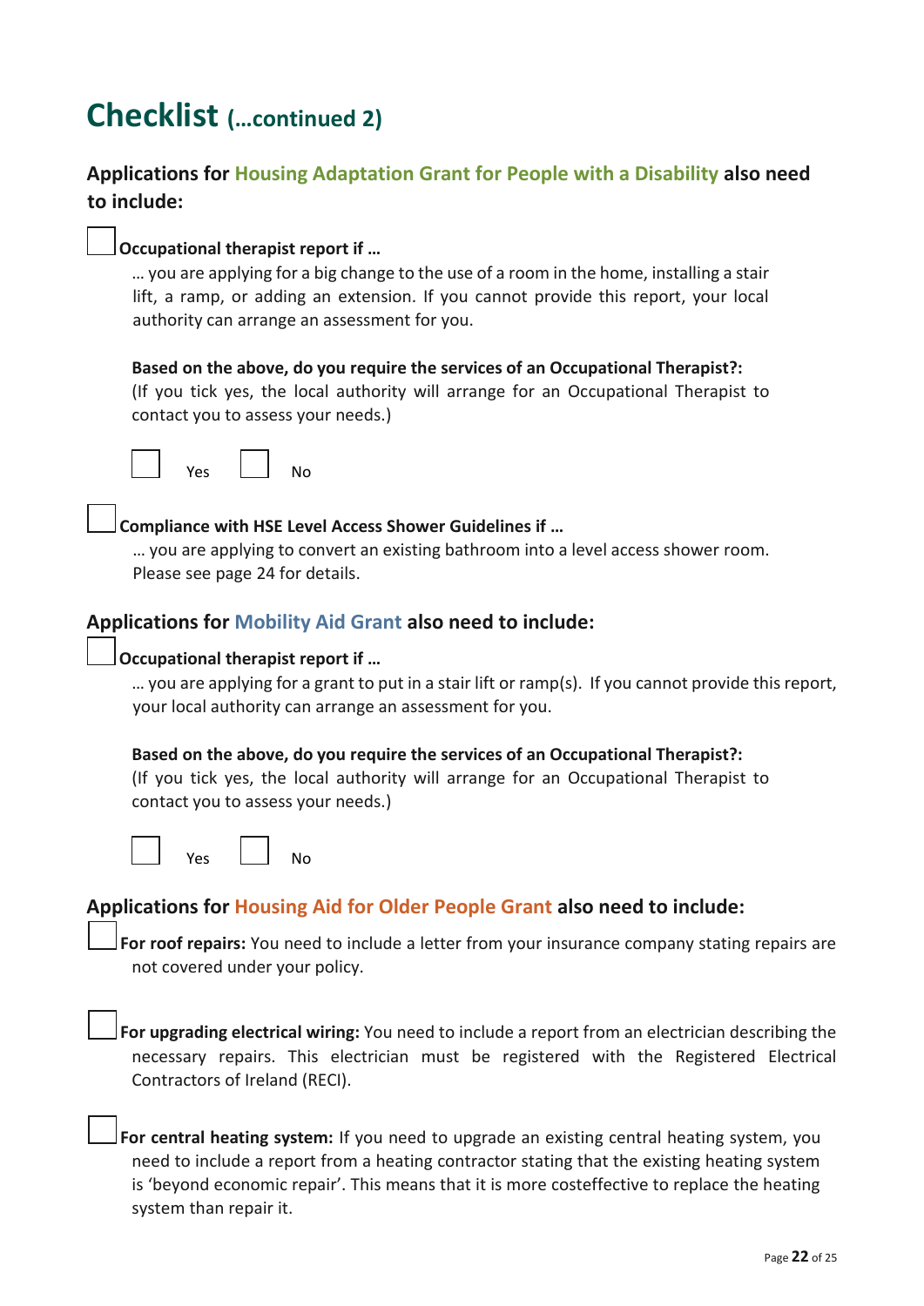# Checklist (…continued 2)

### Applications for Housing Adaptation Grant for People with a Disability also need to include:

☐ **Occupational therapist report if …**

… you are applying for a big change to the use of a room in the home, installing a stair lift, a ramp, or adding an extension. If you cannot provide this report, your local authority can arrange an assessment for you.

**Based on the above, do you require the services of an Occupational Therapist?:**
(If you tick yes, the local authority will arrange for an Occupational Therapist to contact you to assess your needs.)

☐ Yes ☐ No

☐ **Compliance with HSE Level Access Shower Guidelines if …**

… you are applying to convert an existing bathroom into a level access shower room. Please see page 24 for details.

### Applications for Mobility Aid Grant also need to include:

☐ **Occupational therapist report if …**

… you are applying for a grant to put in a stair lift or ramp(s). If you cannot provide this report, your local authority can arrange an assessment for you.

**Based on the above, do you require the services of an Occupational Therapist?:**
(If you tick yes, the local authority will arrange for an Occupational Therapist to contact you to assess your needs.)

☐ Yes ☐ No

### Applications for Housing Aid for Older People Grant also need to include:

☐ **For roof repairs:** You need to include a letter from your insurance company stating repairs are not covered under your policy.

☐ **For upgrading electrical wiring:** You need to include a report from an electrician describing the necessary repairs. This electrician must be registered with the Registered Electrical Contractors of Ireland (RECI).

☐ **For central heating system:** If you need to upgrade an existing central heating system, you need to include a report from a heating contractor stating that the existing heating system is 'beyond economic repair'. This means that it is more costeffective to replace the heating system than repair it.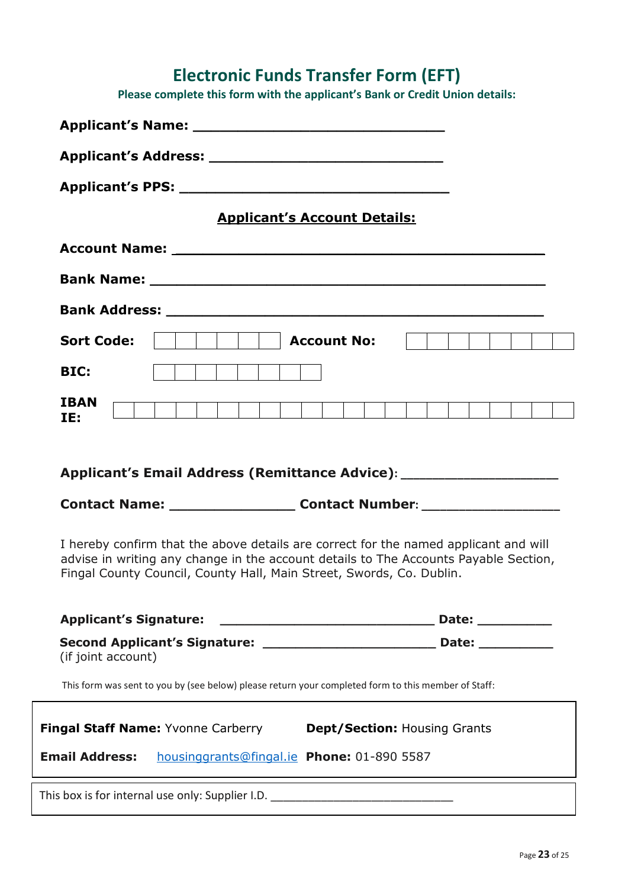# Electronic Funds Transfer Form (EFT)

**Please complete this form with the applicant's Bank or Credit Union details:**

**Applicant's Name:** ______________________________

**Applicant's Address:** ____________________________

**Applicant's PPS:** ________________________________

**Applicant's Account Details:**

**Account Name:** _____________________________________________

**Bank Name:** _______________________________________________

**Bank Address:** _____________________________________________

| **Sort Code:** | | | | | | | **Account No:** | | | | | | | | |
|---|---|---|---|---|---|---|---|---|---|---|---|---|---|---|---|

| **BIC:** | | | | | | | | |
|---|---|---|---|---|---|---|---|---|

| **IBAN IE:** | | | | | | | | | | | | | | | | | | | | | | |
|---|---|---|---|---|---|---|---|---|---|---|---|---|---|---|---|---|---|---|---|---|---|---|

**Applicant's Email Address (Remittance Advice)**: ___________________

**Contact Name:** _______________ **Contact Number**: _________________

I hereby confirm that the above details are correct for the named applicant and will advise in writing any change in the account details to The Accounts Payable Section, Fingal County Council, County Hall, Main Street, Swords, Co. Dublin.

**Applicant's Signature:** ____________________________ **Date:** __________

**Second Applicant's Signature:** ______________________ **Date:** __________
(if joint account)

This form was sent to you by (see below) please return your completed form to this member of Staff:

| | |
|---|---|
| **Fingal Staff Name:** Yvonne Carberry | **Dept/Section:** Housing Grants |
| **Email Address:** housinggrants@fingal.ie | **Phone:** 01-890 5587 |

This box is for internal use only: Supplier I.D. ____________________________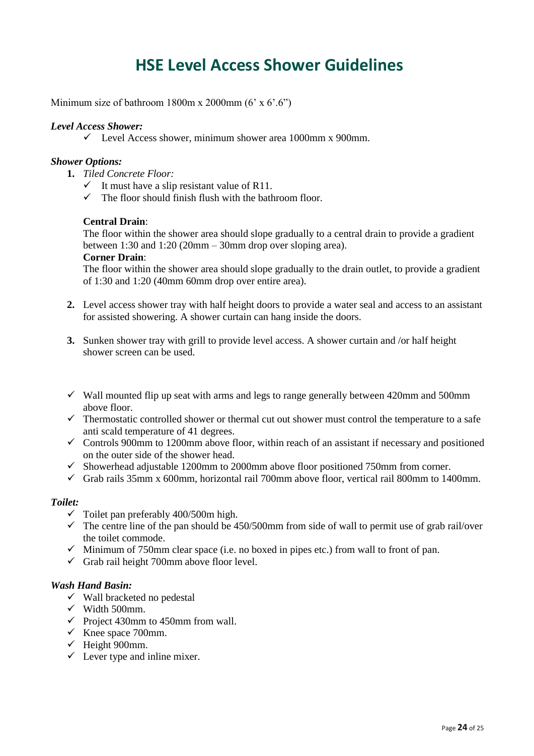# HSE Level Access Shower Guidelines

Minimum size of bathroom 1800m x 2000mm (6' x 6'.6")

***Level Access Shower:***

- ✓ Level Access shower, minimum shower area 1000mm x 900mm.

***Shower Options:***

1. *Tiled Concrete Floor:*
   - ✓ It must have a slip resistant value of R11.
   - ✓ The floor should finish flush with the bathroom floor.

   **Central Drain**:
   The floor within the shower area should slope gradually to a central drain to provide a gradient between 1:30 and 1:20 (20mm – 30mm drop over sloping area).
   **Corner Drain**:
   The floor within the shower area should slope gradually to the drain outlet, to provide a gradient of 1:30 and 1:20 (40mm 60mm drop over entire area).

2. Level access shower tray with half height doors to provide a water seal and access to an assistant for assisted showering. A shower curtain can hang inside the doors.

3. Sunken shower tray with grill to provide level access. A shower curtain and /or half height shower screen can be used.

- ✓ Wall mounted flip up seat with arms and legs to range generally between 420mm and 500mm above floor.
- ✓ Thermostatic controlled shower or thermal cut out shower must control the temperature to a safe anti scald temperature of 41 degrees.
- ✓ Controls 900mm to 1200mm above floor, within reach of an assistant if necessary and positioned on the outer side of the shower head.
- ✓ Showerhead adjustable 1200mm to 2000mm above floor positioned 750mm from corner.
- ✓ Grab rails 35mm x 600mm, horizontal rail 700mm above floor, vertical rail 800mm to 1400mm.

***Toilet:***

- ✓ Toilet pan preferably 400/500m high.
- ✓ The centre line of the pan should be 450/500mm from side of wall to permit use of grab rail/over the toilet commode.
- ✓ Minimum of 750mm clear space (i.e. no boxed in pipes etc.) from wall to front of pan.
- ✓ Grab rail height 700mm above floor level.

***Wash Hand Basin:***

- ✓ Wall bracketed no pedestal
- ✓ Width 500mm.
- ✓ Project 430mm to 450mm from wall.
- ✓ Knee space 700mm.
- ✓ Height 900mm.
- ✓ Lever type and inline mixer.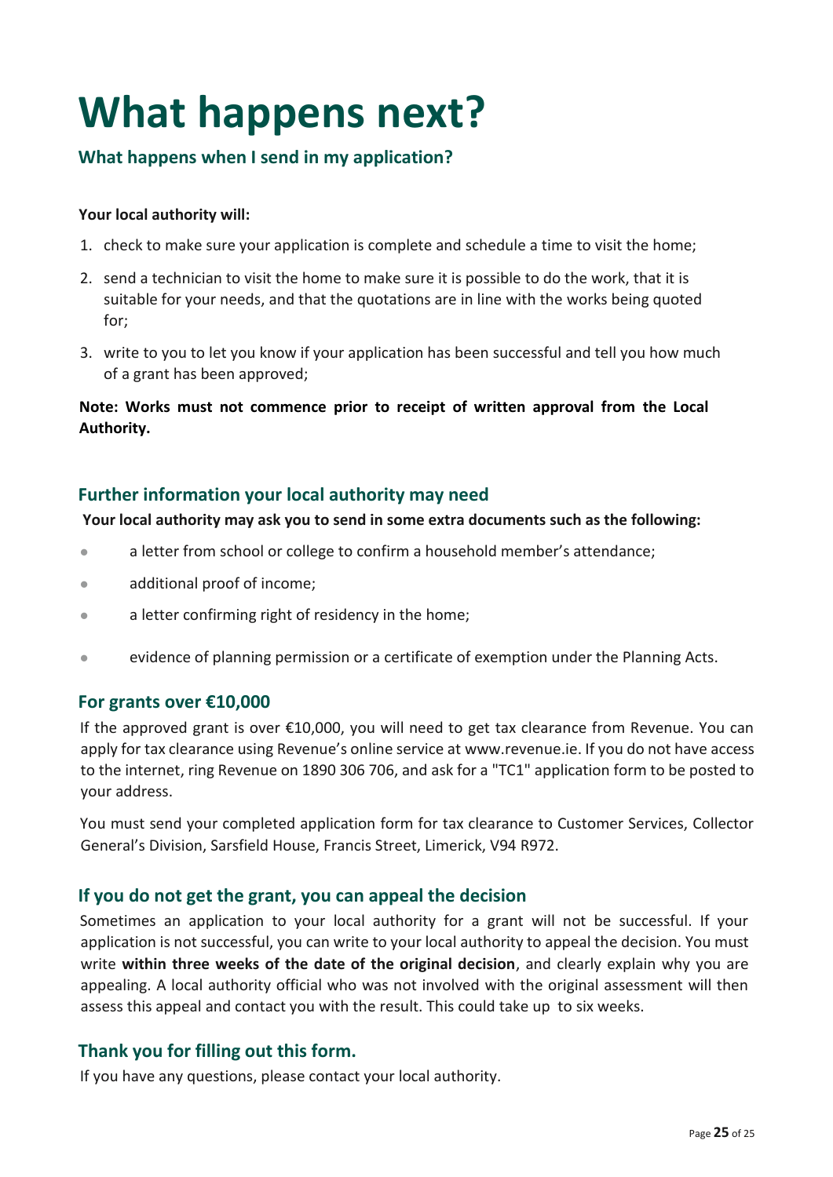# What happens next?

## What happens when I send in my application?

**Your local authority will:**

1. check to make sure your application is complete and schedule a time to visit the home;
2. send a technician to visit the home to make sure it is possible to do the work, that it is suitable for your needs, and that the quotations are in line with the works being quoted for;
3. write to you to let you know if your application has been successful and tell you how much of a grant has been approved;

**Note: Works must not commence prior to receipt of written approval from the Local Authority.**

## Further information your local authority may need

**Your local authority may ask you to send in some extra documents such as the following:**

- a letter from school or college to confirm a household member's attendance;
- additional proof of income;
- a letter confirming right of residency in the home;
- evidence of planning permission or a certificate of exemption under the Planning Acts.

## For grants over €10,000

If the approved grant is over €10,000, you will need to get tax clearance from Revenue. You can apply for tax clearance using Revenue's online service at www.revenue.ie. If you do not have access to the internet, ring Revenue on 1890 306 706, and ask for a "TC1" application form to be posted to your address.

You must send your completed application form for tax clearance to Customer Services, Collector General's Division, Sarsfield House, Francis Street, Limerick, V94 R972.

## If you do not get the grant, you can appeal the decision

Sometimes an application to your local authority for a grant will not be successful. If your application is not successful, you can write to your local authority to appeal the decision. You must write **within three weeks of the date of the original decision**, and clearly explain why you are appealing. A local authority official who was not involved with the original assessment will then assess this appeal and contact you with the result. This could take up to six weeks.

## Thank you for filling out this form.

If you have any questions, please contact your local authority.